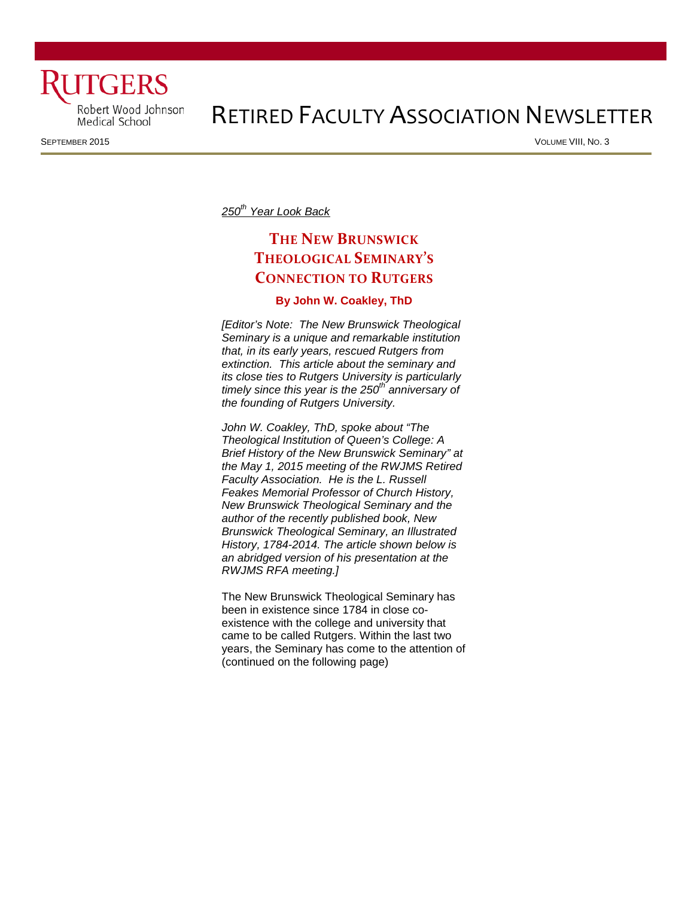# RETIRED FACULTY ASSOCIATION NEWSLETTER

Rutgers Robert Wood Johnson Medical School

SEPTEMBER 2015 VOLUME VIII, NO. 3

*250th Year Look Back*

## THE NEW BRUNSWICK THEOLOGICAL SEMINARY'S CONNECTION TO RUTGERS

**By John W. Coakley, ThD**

*[Editor's Note: The New Brunswick Theological Seminary is a unique and remarkable institution that, in its early years, rescued Rutgers from extinction. This article about the seminary and its close ties to Rutgers University is particularly timely since this year is the 250th anniversary of the founding of Rutgers University.*

*John W. Coakley, ThD, spoke about "The Theological Institution of Queen's College: A Brief History of the New Brunswick Seminary" at the May 1, 2015 meeting of the RWJMS Retired Faculty Association. He is the L. Russell Feakes Memorial Professor of Church History, New Brunswick Theological Seminary and the author of the recently published book, New Brunswick Theological Seminary, an Illustrated History, 1784-2014. The article shown below is an abridged version of his presentation at the RWJMS RFA meeting.]*

The New Brunswick Theological Seminary has been in existence since 1784 in close co-existence with the college and university that came to be called Rutgers. Within the last two years, the Seminary has come to the attention of (continued on the following page)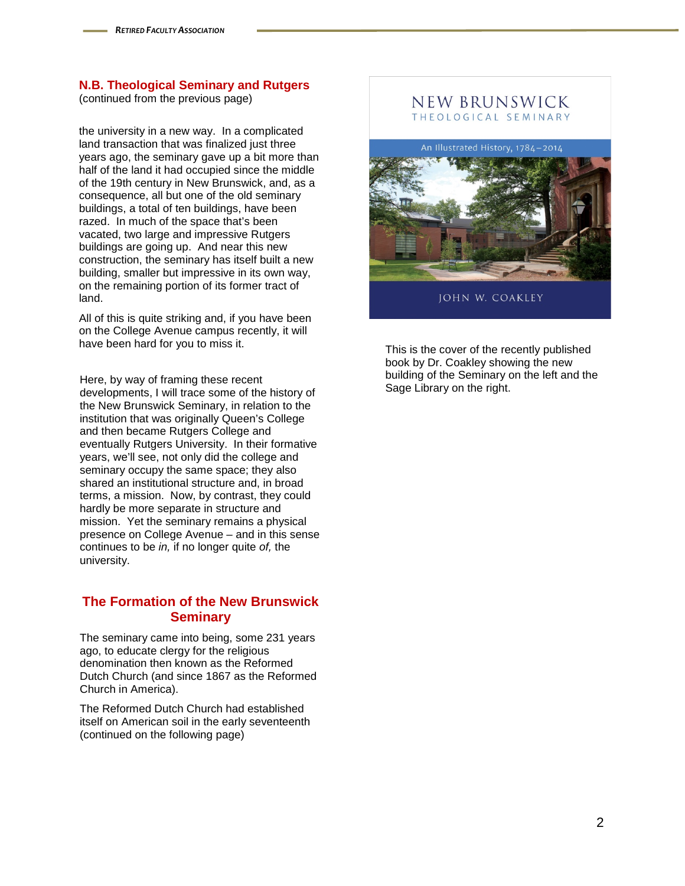## N.B. Theological Seminary and Rutgers

(continued from the previous page)

the university in a new way. In a complicated land transaction that was finalized just three years ago, the seminary gave up a bit more than half of the land it had occupied since the middle of the 19th century in New Brunswick, and, as a consequence, all but one of the old seminary buildings, a total of ten buildings, have been razed. In much of the space that's been vacated, two large and impressive Rutgers buildings are going up. And near this new construction, the seminary has itself built a new building, smaller but impressive in its own way, on the remaining portion of its former tract of land.

All of this is quite striking and, if you have been on the College Avenue campus recently, it will have been hard for you to miss it.

Here, by way of framing these recent developments, I will trace some of the history of the New Brunswick Seminary, in relation to the institution that was originally Queen's College and then became Rutgers College and eventually Rutgers University. In their formative years, we'll see, not only did the college and seminary occupy the same space; they also shared an institutional structure and, in broad terms, a mission. Now, by contrast, they could hardly be more separate in structure and mission. Yet the seminary remains a physical presence on College Avenue – and in this sense continues to be *in,* if no longer quite *of,* the university.

NEW BRUNSWICK THEOLOGICAL SEMINARY

An Illustrated History, 1784–2014

JOHN W. COAKLEY

This is the cover of the recently published book by Dr. Coakley showing the new building of the Seminary on the left and the Sage Library on the right.

## The Formation of the New Brunswick Seminary

The seminary came into being, some 231 years ago, to educate clergy for the religious denomination then known as the Reformed Dutch Church (and since 1867 as the Reformed Church in America).

The Reformed Dutch Church had established itself on American soil in the early seventeenth (continued on the following page)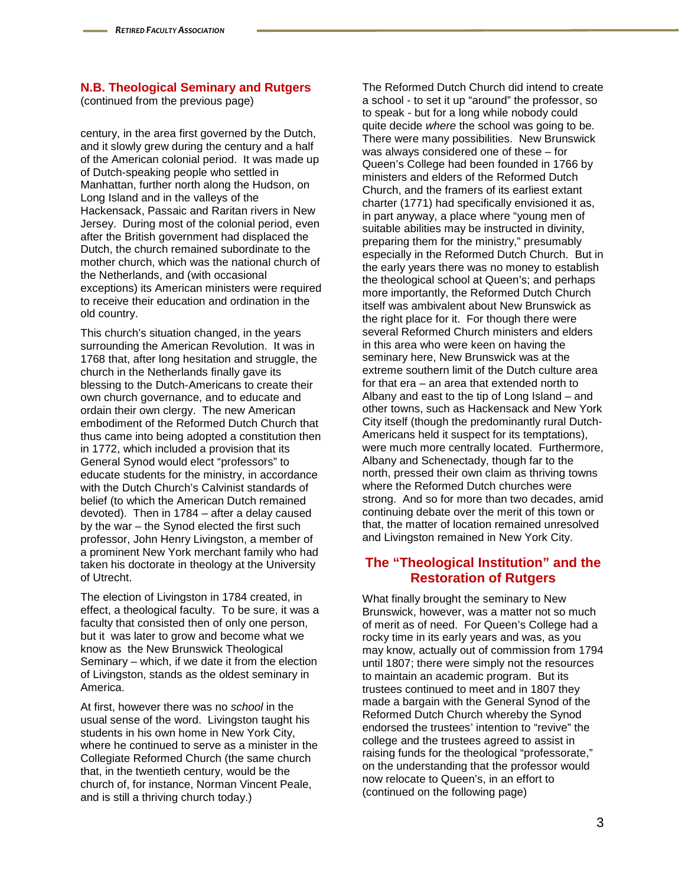## N.B. Theological Seminary and Rutgers

(continued from the previous page)

century, in the area first governed by the Dutch, and it slowly grew during the century and a half of the American colonial period. It was made up of Dutch-speaking people who settled in Manhattan, further north along the Hudson, on Long Island and in the valleys of the Hackensack, Passaic and Raritan rivers in New Jersey. During most of the colonial period, even after the British government had displaced the Dutch, the church remained subordinate to the mother church, which was the national church of the Netherlands, and (with occasional exceptions) its American ministers were required to receive their education and ordination in the old country.

This church's situation changed, in the years surrounding the American Revolution. It was in 1768 that, after long hesitation and struggle, the church in the Netherlands finally gave its blessing to the Dutch-Americans to create their own church governance, and to educate and ordain their own clergy. The new American embodiment of the Reformed Dutch Church that thus came into being adopted a constitution then in 1772, which included a provision that its General Synod would elect "professors" to educate students for the ministry, in accordance with the Dutch Church's Calvinist standards of belief (to which the American Dutch remained devoted). Then in 1784 – after a delay caused by the war – the Synod elected the first such professor, John Henry Livingston, a member of a prominent New York merchant family who had taken his doctorate in theology at the University of Utrecht.

The election of Livingston in 1784 created, in effect, a theological faculty. To be sure, it was a faculty that consisted then of only one person, but it was later to grow and become what we know as the New Brunswick Theological Seminary – which, if we date it from the election of Livingston, stands as the oldest seminary in America.

At first, however there was no *school* in the usual sense of the word. Livingston taught his students in his own home in New York City, where he continued to serve as a minister in the Collegiate Reformed Church (the same church that, in the twentieth century, would be the church of, for instance, Norman Vincent Peale, and is still a thriving church today.)

The Reformed Dutch Church did intend to create a school - to set it up "around" the professor, so to speak - but for a long while nobody could quite decide *where* the school was going to be. There were many possibilities. New Brunswick was always considered one of these – for Queen's College had been founded in 1766 by ministers and elders of the Reformed Dutch Church, and the framers of its earliest extant charter (1771) had specifically envisioned it as, in part anyway, a place where "young men of suitable abilities may be instructed in divinity, preparing them for the ministry," presumably especially in the Reformed Dutch Church. But in the early years there was no money to establish the theological school at Queen's; and perhaps more importantly, the Reformed Dutch Church itself was ambivalent about New Brunswick as the right place for it. For though there were several Reformed Church ministers and elders in this area who were keen on having the seminary here, New Brunswick was at the extreme southern limit of the Dutch culture area for that era – an area that extended north to Albany and east to the tip of Long Island – and other towns, such as Hackensack and New York City itself (though the predominantly rural Dutch-Americans held it suspect for its temptations), were much more centrally located. Furthermore, Albany and Schenectady, though far to the north, pressed their own claim as thriving towns where the Reformed Dutch churches were strong. And so for more than two decades, amid continuing debate over the merit of this town or that, the matter of location remained unresolved and Livingston remained in New York City.

## The "Theological Institution" and the Restoration of Rutgers

What finally brought the seminary to New Brunswick, however, was a matter not so much of merit as of need. For Queen's College had a rocky time in its early years and was, as you may know, actually out of commission from 1794 until 1807; there were simply not the resources to maintain an academic program. But its trustees continued to meet and in 1807 they made a bargain with the General Synod of the Reformed Dutch Church whereby the Synod endorsed the trustees' intention to "revive" the college and the trustees agreed to assist in raising funds for the theological "professorate," on the understanding that the professor would now relocate to Queen's, in an effort to (continued on the following page)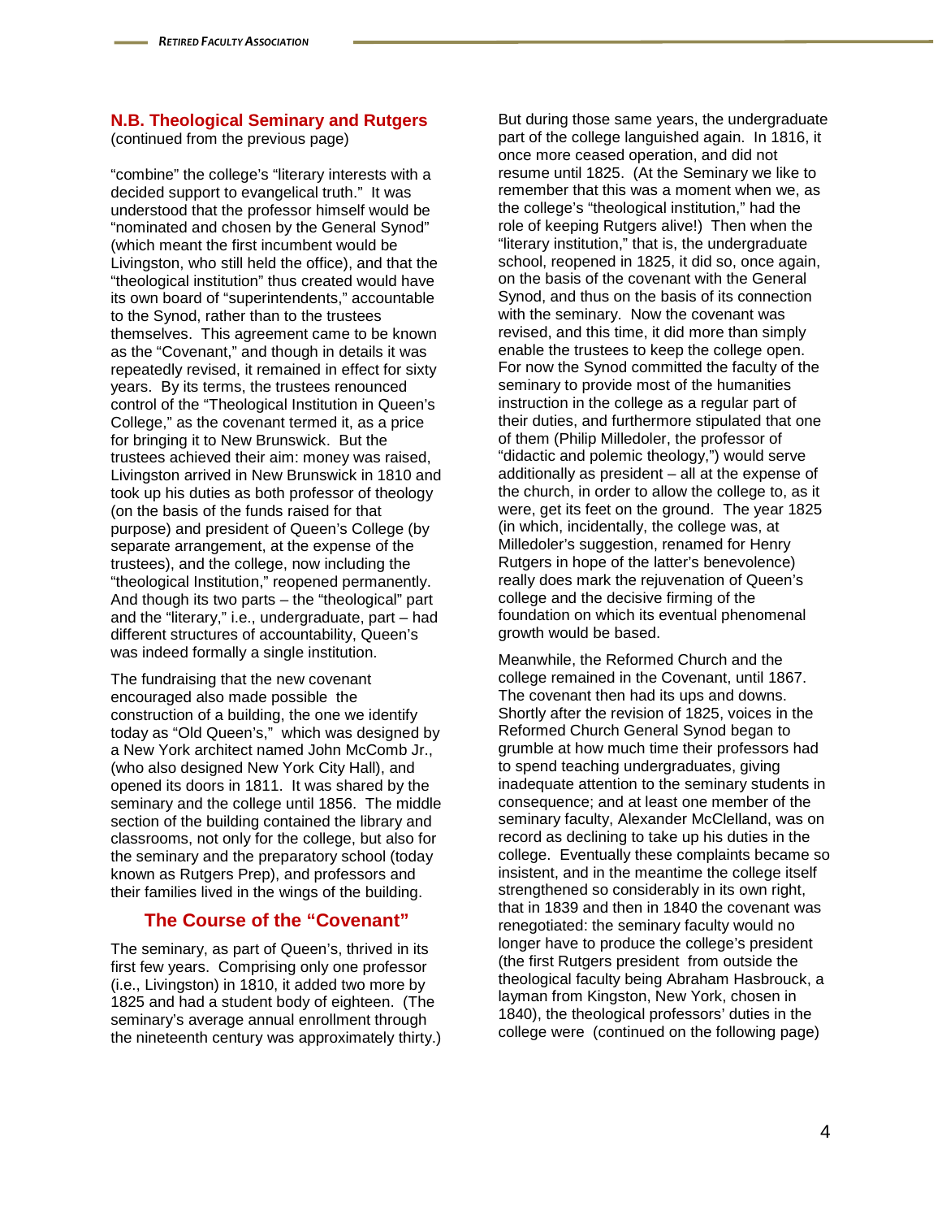## N.B. Theological Seminary and Rutgers

(continued from the previous page)

"combine" the college's "literary interests with a decided support to evangelical truth." It was understood that the professor himself would be "nominated and chosen by the General Synod" (which meant the first incumbent would be Livingston, who still held the office), and that the "theological institution" thus created would have its own board of "superintendents," accountable to the Synod, rather than to the trustees themselves. This agreement came to be known as the "Covenant," and though in details it was repeatedly revised, it remained in effect for sixty years. By its terms, the trustees renounced control of the "Theological Institution in Queen's College," as the covenant termed it, as a price for bringing it to New Brunswick. But the trustees achieved their aim: money was raised, Livingston arrived in New Brunswick in 1810 and took up his duties as both professor of theology (on the basis of the funds raised for that purpose) and president of Queen's College (by separate arrangement, at the expense of the trustees), and the college, now including the "theological Institution," reopened permanently. And though its two parts – the "theological" part and the "literary," i.e., undergraduate, part – had different structures of accountability, Queen's was indeed formally a single institution.

The fundraising that the new covenant encouraged also made possible the construction of a building, the one we identify today as "Old Queen's," which was designed by a New York architect named John McComb Jr., (who also designed New York City Hall), and opened its doors in 1811. It was shared by the seminary and the college until 1856. The middle section of the building contained the library and classrooms, not only for the college, but also for the seminary and the preparatory school (today known as Rutgers Prep), and professors and their families lived in the wings of the building.

## The Course of the "Covenant"

The seminary, as part of Queen's, thrived in its first few years. Comprising only one professor (i.e., Livingston) in 1810, it added two more by 1825 and had a student body of eighteen. (The seminary's average annual enrollment through the nineteenth century was approximately thirty.) But during those same years, the undergraduate part of the college languished again. In 1816, it once more ceased operation, and did not resume until 1825. (At the Seminary we like to remember that this was a moment when we, as the college's "theological institution," had the role of keeping Rutgers alive!) Then when the "literary institution," that is, the undergraduate school, reopened in 1825, it did so, once again, on the basis of the covenant with the General Synod, and thus on the basis of its connection with the seminary. Now the covenant was revised, and this time, it did more than simply enable the trustees to keep the college open. For now the Synod committed the faculty of the seminary to provide most of the humanities instruction in the college as a regular part of their duties, and furthermore stipulated that one of them (Philip Milledoler, the professor of "didactic and polemic theology,") would serve additionally as president – all at the expense of the church, in order to allow the college to, as it were, get its feet on the ground. The year 1825 (in which, incidentally, the college was, at Milledoler's suggestion, renamed for Henry Rutgers in hope of the latter's benevolence) really does mark the rejuvenation of Queen's college and the decisive firming of the foundation on which its eventual phenomenal growth would be based.

Meanwhile, the Reformed Church and the college remained in the Covenant, until 1867. The covenant then had its ups and downs. Shortly after the revision of 1825, voices in the Reformed Church General Synod began to grumble at how much time their professors had to spend teaching undergraduates, giving inadequate attention to the seminary students in consequence; and at least one member of the seminary faculty, Alexander McClelland, was on record as declining to take up his duties in the college. Eventually these complaints became so insistent, and in the meantime the college itself strengthened so considerably in its own right, that in 1839 and then in 1840 the covenant was renegotiated: the seminary faculty would no longer have to produce the college's president (the first Rutgers president from outside the theological faculty being Abraham Hasbrouck, a layman from Kingston, New York, chosen in 1840), the theological professors' duties in the college were (continued on the following page)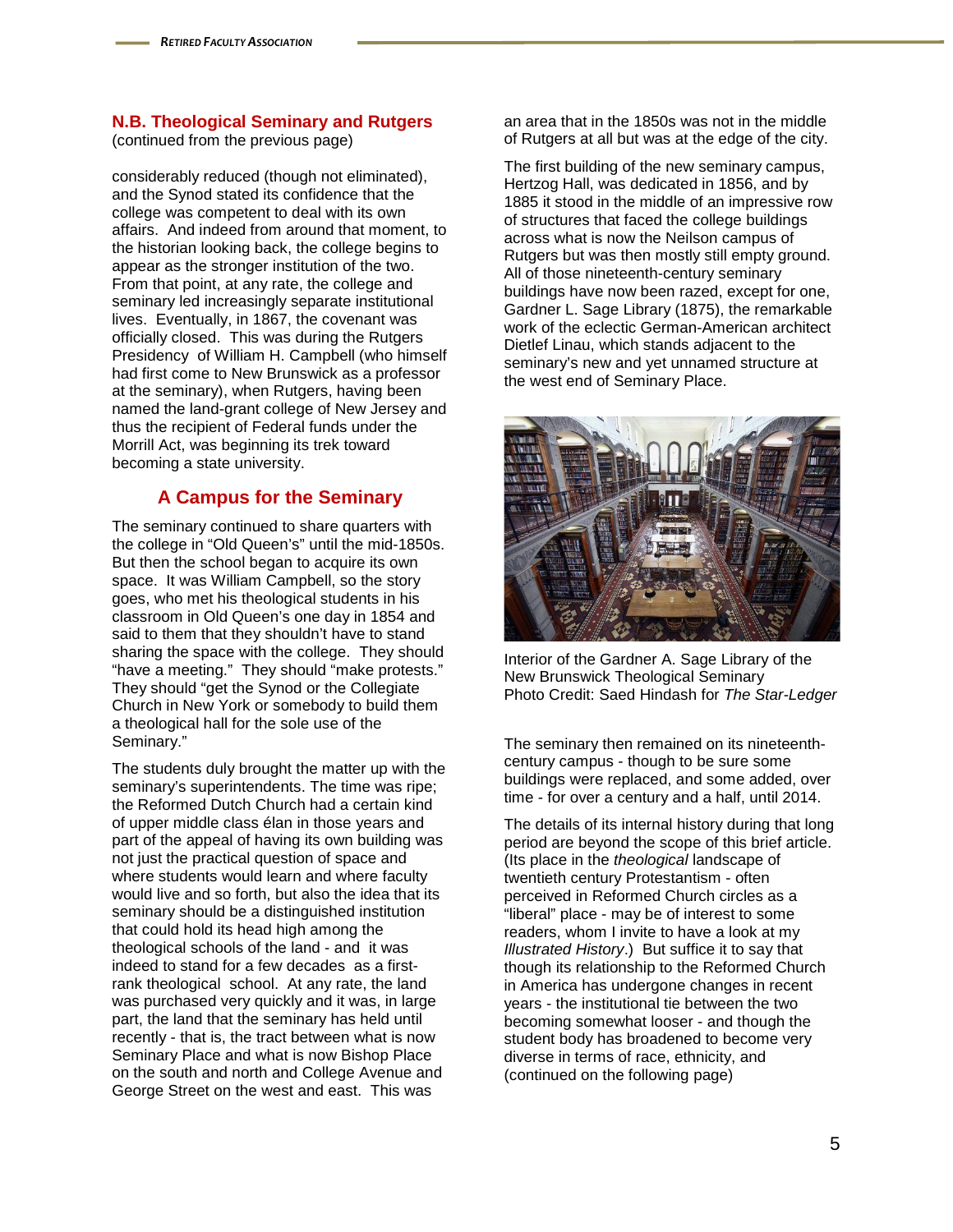## N.B. Theological Seminary and Rutgers

(continued from the previous page)

considerably reduced (though not eliminated), and the Synod stated its confidence that the college was competent to deal with its own affairs. And indeed from around that moment, to the historian looking back, the college begins to appear as the stronger institution of the two. From that point, at any rate, the college and seminary led increasingly separate institutional lives. Eventually, in 1867, the covenant was officially closed. This was during the Rutgers Presidency of William H. Campbell (who himself had first come to New Brunswick as a professor at the seminary), when Rutgers, having been named the land-grant college of New Jersey and thus the recipient of Federal funds under the Morrill Act, was beginning its trek toward becoming a state university.

## A Campus for the Seminary

The seminary continued to share quarters with the college in "Old Queen's" until the mid-1850s. But then the school began to acquire its own space. It was William Campbell, so the story goes, who met his theological students in his classroom in Old Queen's one day in 1854 and said to them that they shouldn't have to stand sharing the space with the college. They should "have a meeting." They should "make protests." They should "get the Synod or the Collegiate Church in New York or somebody to build them a theological hall for the sole use of the Seminary."

The students duly brought the matter up with the seminary's superintendents. The time was ripe; the Reformed Dutch Church had a certain kind of upper middle class élan in those years and part of the appeal of having its own building was not just the practical question of space and where students would learn and where faculty would live and so forth, but also the idea that its seminary should be a distinguished institution that could hold its head high among the theological schools of the land - and it was indeed to stand for a few decades as a first-rank theological school. At any rate, the land was purchased very quickly and it was, in large part, the land that the seminary has held until recently - that is, the tract between what is now Seminary Place and what is now Bishop Place on the south and north and College Avenue and George Street on the west and east. This was an area that in the 1850s was not in the middle of Rutgers at all but was at the edge of the city.

The first building of the new seminary campus, Hertzog Hall, was dedicated in 1856, and by 1885 it stood in the middle of an impressive row of structures that faced the college buildings across what is now the Neilson campus of Rutgers but was then mostly still empty ground. All of those nineteenth-century seminary buildings have now been razed, except for one, Gardner L. Sage Library (1875), the remarkable work of the eclectic German-American architect Dietlef Linau, which stands adjacent to the seminary's new and yet unnamed structure at the west end of Seminary Place.

Interior of the Gardner A. Sage Library of the New Brunswick Theological Seminary
Photo Credit: Saed Hindash for *The Star-Ledger*

The seminary then remained on its nineteenth-century campus - though to be sure some buildings were replaced, and some added, over time - for over a century and a half, until 2014.

The details of its internal history during that long period are beyond the scope of this brief article. (Its place in the *theological* landscape of twentieth century Protestantism - often perceived in Reformed Church circles as a "liberal" place - may be of interest to some readers, whom I invite to have a look at my *Illustrated History*.) But suffice it to say that though its relationship to the Reformed Church in America has undergone changes in recent years - the institutional tie between the two becoming somewhat looser - and though the student body has broadened to become very diverse in terms of race, ethnicity, and (continued on the following page)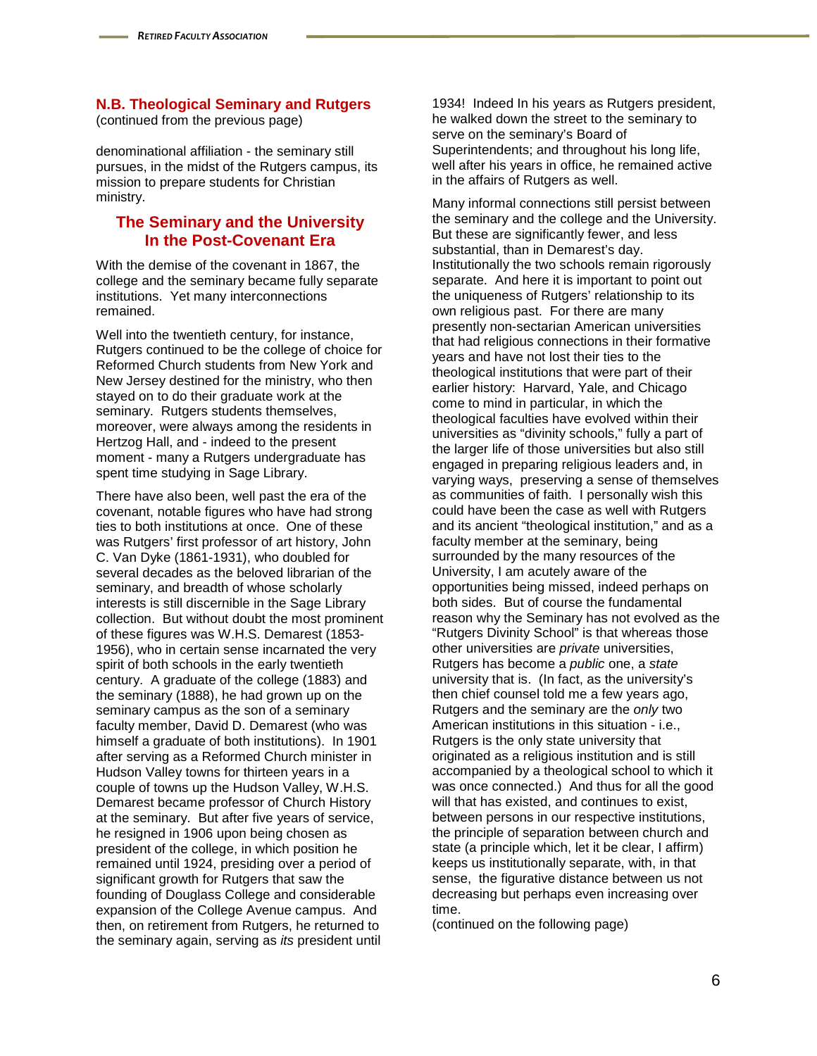## N.B. Theological Seminary and Rutgers

(continued from the previous page)

denominational affiliation - the seminary still pursues, in the midst of the Rutgers campus, its mission to prepare students for Christian ministry.

### The Seminary and the University In the Post-Covenant Era

With the demise of the covenant in 1867, the college and the seminary became fully separate institutions. Yet many interconnections remained.

Well into the twentieth century, for instance, Rutgers continued to be the college of choice for Reformed Church students from New York and New Jersey destined for the ministry, who then stayed on to do their graduate work at the seminary. Rutgers students themselves, moreover, were always among the residents in Hertzog Hall, and - indeed to the present moment - many a Rutgers undergraduate has spent time studying in Sage Library.

There have also been, well past the era of the covenant, notable figures who have had strong ties to both institutions at once. One of these was Rutgers' first professor of art history, John C. Van Dyke (1861-1931), who doubled for several decades as the beloved librarian of the seminary, and breadth of whose scholarly interests is still discernible in the Sage Library collection. But without doubt the most prominent of these figures was W.H.S. Demarest (1853-1956), who in certain sense incarnated the very spirit of both schools in the early twentieth century. A graduate of the college (1883) and the seminary (1888), he had grown up on the seminary campus as the son of a seminary faculty member, David D. Demarest (who was himself a graduate of both institutions). In 1901 after serving as a Reformed Church minister in Hudson Valley towns for thirteen years in a couple of towns up the Hudson Valley, W.H.S. Demarest became professor of Church History at the seminary. But after five years of service, he resigned in 1906 upon being chosen as president of the college, in which position he remained until 1924, presiding over a period of significant growth for Rutgers that saw the founding of Douglass College and considerable expansion of the College Avenue campus. And then, on retirement from Rutgers, he returned to the seminary again, serving as *its* president until 1934! Indeed In his years as Rutgers president, he walked down the street to the seminary to serve on the seminary's Board of Superintendents; and throughout his long life, well after his years in office, he remained active in the affairs of Rutgers as well.

Many informal connections still persist between the seminary and the college and the University. But these are significantly fewer, and less substantial, than in Demarest's day. Institutionally the two schools remain rigorously separate. And here it is important to point out the uniqueness of Rutgers' relationship to its own religious past. For there are many presently non-sectarian American universities that had religious connections in their formative years and have not lost their ties to the theological institutions that were part of their earlier history: Harvard, Yale, and Chicago come to mind in particular, in which the theological faculties have evolved within their universities as "divinity schools," fully a part of the larger life of those universities but also still engaged in preparing religious leaders and, in varying ways, preserving a sense of themselves as communities of faith. I personally wish this could have been the case as well with Rutgers and its ancient "theological institution," and as a faculty member at the seminary, being surrounded by the many resources of the University, I am acutely aware of the opportunities being missed, indeed perhaps on both sides. But of course the fundamental reason why the Seminary has not evolved as the "Rutgers Divinity School" is that whereas those other universities are *private* universities, Rutgers has become a *public* one, a *state* university that is. (In fact, as the university's then chief counsel told me a few years ago, Rutgers and the seminary are the *only* two American institutions in this situation - i.e., Rutgers is the only state university that originated as a religious institution and is still accompanied by a theological school to which it was once connected.) And thus for all the good will that has existed, and continues to exist, between persons in our respective institutions, the principle of separation between church and state (a principle which, let it be clear, I affirm) keeps us institutionally separate, with, in that sense, the figurative distance between us not decreasing but perhaps even increasing over time.

(continued on the following page)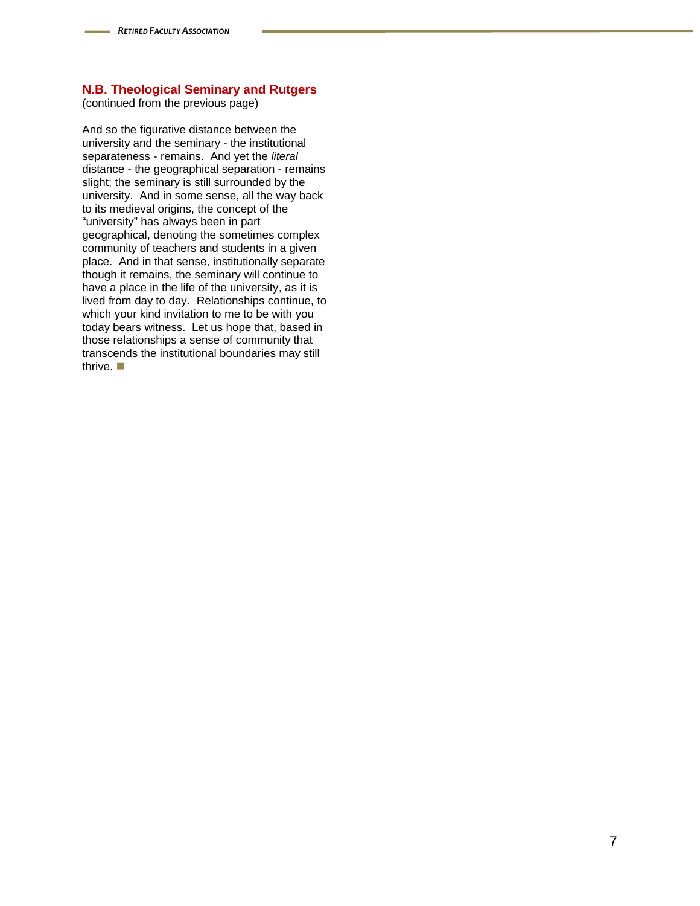## N.B. Theological Seminary and Rutgers

(continued from the previous page)

And so the figurative distance between the university and the seminary - the institutional separateness - remains. And yet the *literal* distance - the geographical separation - remains slight; the seminary is still surrounded by the university. And in some sense, all the way back to its medieval origins, the concept of the "university" has always been in part geographical, denoting the sometimes complex community of teachers and students in a given place. And in that sense, institutionally separate though it remains, the seminary will continue to have a place in the life of the university, as it is lived from day to day. Relationships continue, to which your kind invitation to me to be with you today bears witness. Let us hope that, based in those relationships a sense of community that transcends the institutional boundaries may still thrive. ■